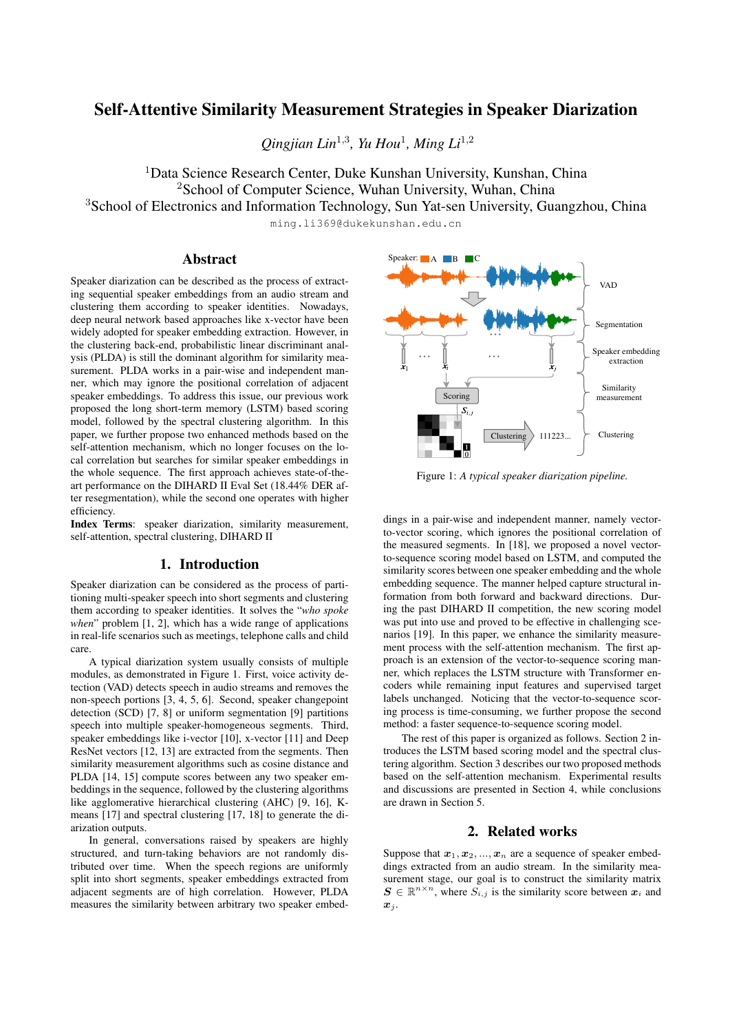# Self-Attentive Similarity Measurement Strategies in Speaker Diarization

*Qingjian Lin*[1,3], *Yu Hou*[1], *Ming Li*[1,2]

[1]Data Science Research Center, Duke Kunshan University, Kunshan, China
[2]School of Computer Science, Wuhan University, Wuhan, China
[3]School of Electronics and Information Technology, Sun Yat-sen University, Guangzhou, China

ming.li369@dukekunshan.edu.cn

## Abstract

Speaker diarization can be described as the process of extracting sequential speaker embeddings from an audio stream and clustering them according to speaker identities. Nowadays, deep neural network based approaches like x-vector have been widely adopted for speaker embedding extraction. However, in the clustering back-end, probabilistic linear discriminant analysis (PLDA) is still the dominant algorithm for similarity measurement. PLDA works in a pair-wise and independent manner, which may ignore the positional correlation of adjacent speaker embeddings. To address this issue, our previous work proposed the long short-term memory (LSTM) based scoring model, followed by the spectral clustering algorithm. In this paper, we further propose two enhanced methods based on the self-attention mechanism, which no longer focuses on the local correlation but searches for similar speaker embeddings in the whole sequence. The first approach achieves state-of-the-art performance on the DIHARD II Eval Set (18.44% DER after resegmentation), while the second one operates with higher efficiency.

**Index Terms**: speaker diarization, similarity measurement, self-attention, spectral clustering, DIHARD II

## 1. Introduction

Speaker diarization can be considered as the process of partitioning multi-speaker speech into short segments and clustering them according to speaker identities. It solves the "*who spoke when*" problem [1, 2], which has a wide range of applications in real-life scenarios such as meetings, telephone calls and child care.

A typical diarization system usually consists of multiple modules, as demonstrated in Figure 1. First, voice activity detection (VAD) detects speech in audio streams and removes the non-speech portions [3, 4, 5, 6]. Second, speaker changepoint detection (SCD) [7, 8] or uniform segmentation [9] partitions speech into multiple speaker-homogeneous segments. Third, speaker embeddings like i-vector [10], x-vector [11] and Deep ResNet vectors [12, 13] are extracted from the segments. Then similarity measurement algorithms such as cosine distance and PLDA [14, 15] compute scores between any two speaker embeddings in the sequence, followed by the clustering algorithms like agglomerative hierarchical clustering (AHC) [9, 16], K-means [17] and spectral clustering [17, 18] to generate the diarization outputs.

In general, conversations raised by speakers are highly structured, and turn-taking behaviors are not randomly distributed over time. When the speech regions are uniformly split into short segments, speaker embeddings extracted from adjacent segments are of high correlation. However, PLDA measures the similarity between arbitrary two speaker embeddings in a pair-wise and independent manner, namely vector-to-vector scoring, which ignores the positional correlation of the measured segments. In [18], we proposed a novel vector-to-sequence scoring model based on LSTM, and computed the similarity scores between one speaker embedding and the whole embedding sequence. The manner helped capture structural information from both forward and backward directions. During the past DIHARD II competition, the new scoring model was put into use and proved to be effective in challenging scenarios [19]. In this paper, we enhance the similarity measurement process with the self-attention mechanism. The first approach is an extension of the vector-to-sequence scoring manner, which replaces the LSTM structure with Transformer encoders while remaining input features and supervised target labels unchanged. Noticing that the vector-to-sequence scoring process is time-consuming, we further propose the second method: a faster sequence-to-sequence scoring model.

The rest of this paper is organized as follows. Section 2 introduces the LSTM based scoring model and the spectral clustering algorithm. Section 3 describes our two proposed methods based on the self-attention mechanism. Experimental results and discussions are presented in Section 4, while conclusions are drawn in Section 5.

Figure 1: *A typical speaker diarization pipeline.*

## 2. Related works

Suppose that $\boldsymbol{x}_1, \boldsymbol{x}_2, ..., \boldsymbol{x}_n$ are a sequence of speaker embeddings extracted from an audio stream. In the similarity measurement stage, our goal is to construct the similarity matrix $\boldsymbol{S} \in \mathbb{R}^{n \times n}$, where $S_{i,j}$ is the similarity score between $\boldsymbol{x}_i$ and $\boldsymbol{x}_j$.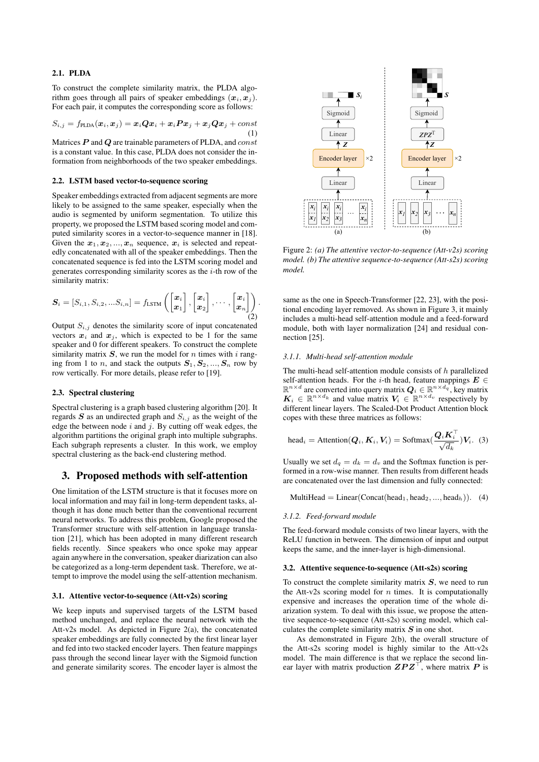### 2.1. PLDA

To construct the complete similarity matrix, the PLDA algorithm goes through all pairs of speaker embeddings $(\boldsymbol{x}_i, \boldsymbol{x}_j)$. For each pair, it computes the corresponding score as follows:

$$S_{i,j} = f_{\text{PLDA}}(\boldsymbol{x}_i, \boldsymbol{x}_j) = \boldsymbol{x}_i \boldsymbol{Q} \boldsymbol{x}_i + \boldsymbol{x}_i \boldsymbol{P} \boldsymbol{x}_j + \boldsymbol{x}_j \boldsymbol{Q} \boldsymbol{x}_j + const \tag{1}$$

Matrices $\boldsymbol{P}$ and $\boldsymbol{Q}$ are trainable parameters of PLDA, and $const$ is a constant value. In this case, PLDA does not consider the information from neighborhoods of the two speaker embeddings.

### 2.2. LSTM based vector-to-sequence scoring

Speaker embeddings extracted from adjacent segments are more likely to be assigned to the same speaker, especially when the audio is segmented by uniform segmentation. To utilize this property, we proposed the LSTM based scoring model and computed similarity scores in a vector-to-sequence manner in [18]. Given the $\boldsymbol{x}_1, \boldsymbol{x}_2, ..., \boldsymbol{x}_n$ sequence, $\boldsymbol{x}_i$ is selected and repeatedly concatenated with all of the speaker embeddings. Then the concatenated sequence is fed into the LSTM scoring model and generates scores corresponding similarity scores as the $i$-th row of the similarity matrix:

$$\boldsymbol{S}_i = [S_{i,1}, S_{i,2}, ...S_{i,n}] = f_{\text{LSTM}}\left( \begin{bmatrix} \boldsymbol{x}_i \\ \boldsymbol{x}_1 \end{bmatrix}, \begin{bmatrix} \boldsymbol{x}_i \\ \boldsymbol{x}_2 \end{bmatrix}, \cdots, \begin{bmatrix} \boldsymbol{x}_i \\ \boldsymbol{x}_n \end{bmatrix} \right). \tag{2}$$

Output $S_{i,j}$ denotes the similarity score of input concatenated vectors $\boldsymbol{x}_i$ and $\boldsymbol{x}_j$, which is expected to be 1 for the same speaker and 0 for different speakers. To construct the complete similarity matrix $\boldsymbol{S}$, we run the model for $n$ times with $i$ ranging from 1 to $n$, and stack the outputs $\boldsymbol{S}_1, \boldsymbol{S}_2, ..., \boldsymbol{S}_n$ row by row vertically. For more details, please refer to [19].

### 2.3. Spectral clustering

Spectral clustering is a graph based clustering algorithm [20]. It regards $\boldsymbol{S}$ as an undirected graph and $S_{i,j}$ as the weight of the edge the between node $i$ and $j$. By cutting off weak edges, the algorithm partitions the original graph into multiple subgraphs. Each subgraph represents a cluster. In this work, we employ spectral clustering as the back-end clustering method.

## 3. Proposed methods with self-attention

One limitation of the LSTM structure is that it focuses more on local information and may fail in long-term dependent tasks, although it has done much better than the conventional recurrent neural networks. To address this problem, Google proposed the Transformer structure with self-attention in language translation [21], which has been adopted in many different research fields recently. Since speakers who once spoke may appear again anywhere in the conversation, speaker diarization can also be categorized as a long-term dependent task. Therefore, we attempt to improve the model using the self-attention mechanism.

### 3.1. Attentive vector-to-sequence (Att-v2s) scoring

We keep inputs and supervised targets of the LSTM based method unchanged, and replace the neural network with the Att-v2s model. As depicted in Figure 2(a), the concatenated speaker embeddings are fully connected by the first linear layer and fed into two stacked encoder layers. Then feature mappings pass through the second linear layer with the Sigmoid function and generate similarity scores. The encoder layer is almost the same as the one in Speech-Transformer [22, 23], with the positional encoding layer removed. As shown in Figure 3, it mainly includes a multi-head self-attention module and a feed-forward module, both with layer normalization [24] and residual connection [25].

Figure 2: *(a) The attentive vector-to-sequence (Att-v2s) scoring model. (b) The attentive sequence-to-sequence (Att-s2s) scoring model.*

#### 3.1.1. Multi-head self-attention module

The multi-head self-attention module consists of $h$ parallelized self-attention heads. For the $i$-th head, feature mappings $\boldsymbol{E} \in \mathbb{R}^{n \times d}$ are converted into query matrix $\boldsymbol{Q}_i \in \mathbb{R}^{n \times d_q}$, key matrix $\boldsymbol{K}_i \in \mathbb{R}^{n \times d_k}$ and value matrix $\boldsymbol{V}_i \in \mathbb{R}^{n \times d_v}$ respectively by different linear layers. The Scaled-Dot Product Attention block copes with these three matrices as follows:

$$\text{head}_i = \text{Attention}(\boldsymbol{Q}_i, \boldsymbol{K}_i, \boldsymbol{V}_i) = \text{Softmax}\left(\frac{\boldsymbol{Q}_i \boldsymbol{K}_i^\top}{\sqrt{d_k}}\right)\boldsymbol{V}_i. \tag{3}$$

Usually we set $d_q = d_k = d_v$ and the Softmax function is performed in a row-wise manner. Then results from different heads are concatenated over the last dimension and fully connected:

$$\text{MultiHead} = \text{Linear}(\text{Concat}(\text{head}_1, \text{head}_2, ..., \text{head}_h)). \tag{4}$$

#### 3.1.2. Feed-forward module

The feed-forward module consists of two linear layers, with the ReLU function in between. The dimension of input and output keeps the same, and the inner-layer is high-dimensional.

### 3.2. Attentive sequence-to-sequence (Att-s2s) scoring

To construct the complete similarity matrix $\boldsymbol{S}$, we need to run the Att-v2s scoring model for $n$ times. It is computationally expensive and increases the operation time of the whole diarization system. To deal with this issue, we propose the attentive sequence-to-sequence (Att-s2s) scoring model, which calculates the complete similarity matrix $\boldsymbol{S}$ in one shot.

As demonstrated in Figure 2(b), the overall structure of the Att-s2s scoring model is highly similar to the Att-v2s model. The main difference is that we replace the second linear layer with matrix production $\boldsymbol{Z}\boldsymbol{P}\boldsymbol{Z}^\top$, where matrix $\boldsymbol{P}$ is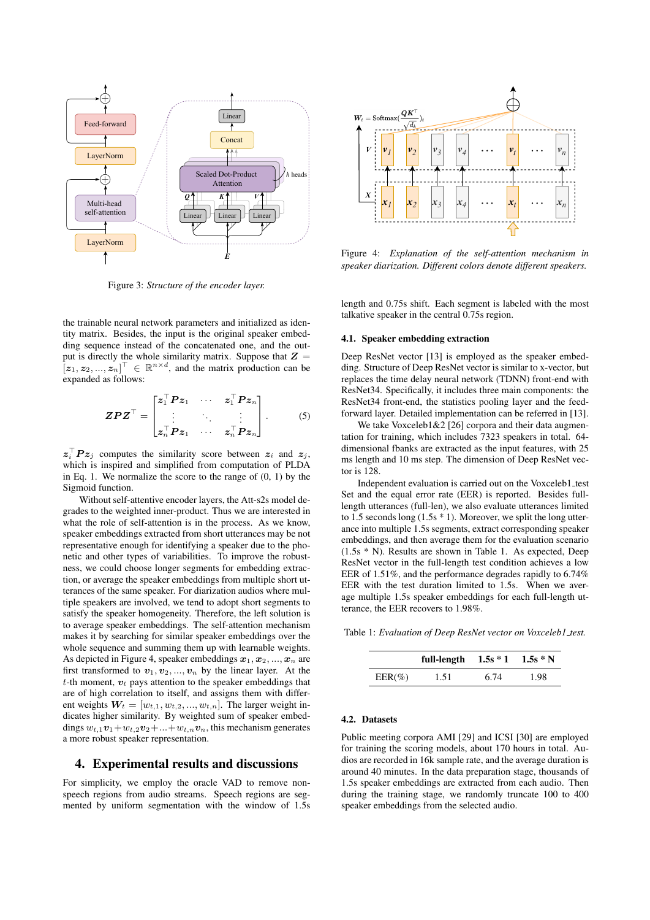Figure 3: *Structure of the encoder layer.*

Figure 4: *Explanation of the self-attention mechanism in speaker diarization. Different colors denote different speakers.*

the trainable neural network parameters and initialized as identity matrix. Besides, the input is the original speaker embedding sequence instead of the concatenated one, and the output is directly the whole similarity matrix. Suppose that $\boldsymbol{Z} = [\boldsymbol{z}_1, \boldsymbol{z}_2, ..., \boldsymbol{z}_n]^\top \in \mathbb{R}^{n \times d}$, and the matrix production can be expanded as follows:

$$\boldsymbol{Z}\boldsymbol{P}\boldsymbol{Z}^\top = \begin{bmatrix} \boldsymbol{z}_1^\top \boldsymbol{P} \boldsymbol{z}_1 & \cdots & \boldsymbol{z}_1^\top \boldsymbol{P} \boldsymbol{z}_n \\ \vdots & \ddots & \vdots \\ \boldsymbol{z}_n^\top \boldsymbol{P} \boldsymbol{z}_1 & \cdots & \boldsymbol{z}_n^\top \boldsymbol{P} \boldsymbol{z}_n \end{bmatrix}. \quad (5)$$

$\boldsymbol{z}_i^\top \boldsymbol{P} \boldsymbol{z}_j$ computes the similarity score between $\boldsymbol{z}_i$ and $\boldsymbol{z}_j$, which is inspired and simplified from computation of PLDA in Eq. 1. We normalize the score to the range of (0, 1) by the Sigmoid function.

Without self-attentive encoder layers, the Att-s2s model degrades to the weighted inner-product. Thus we are interested in what the role of self-attention is in the process. As we know, speaker embeddings extracted from short utterances may be not representative enough for identifying a speaker due to the phonetic and other types of variabilities. To improve the robustness, we could choose longer segments for embedding extraction, or average the speaker embeddings from multiple short utterances of the same speaker. For diarization audios where multiple speakers are involved, we tend to adopt short segments to satisfy the speaker homogeneity. Therefore, the left solution is to average speaker embeddings. The self-attention mechanism makes it by searching for similar speaker embeddings over the whole sequence and summing them up with learnable weights. As depicted in Figure 4, speaker embeddings $\boldsymbol{x}_1, \boldsymbol{x}_2, ..., \boldsymbol{x}_n$ are first transformed to $\boldsymbol{v}_1, \boldsymbol{v}_2, ..., \boldsymbol{v}_n$ by the linear layer. At the $t$-th moment, $\boldsymbol{v}_t$ pays attention to the speaker embeddings that are of high correlation to itself, and assigns them with different weights $\boldsymbol{W}_t = [w_{t,1}, w_{t,2}, ..., w_{t,n}]$. The larger weight indicates higher similarity. By weighted sum of speaker embeddings $w_{t,1}\boldsymbol{v}_1 + w_{t,2}\boldsymbol{v}_2 + ... + w_{t,n}\boldsymbol{v}_n$, this mechanism generates a more robust speaker representation.

# 4. Experimental results and discussions

For simplicity, we employ the oracle VAD to remove non-speech regions from audio streams. Speech regions are segmented by uniform segmentation with the window of 1.5s length and 0.75s shift. Each segment is labeled with the most talkative speaker in the central 0.75s region.

## 4.1. Speaker embedding extraction

Deep ResNet vector [13] is employed as the speaker embedding. Structure of Deep ResNet vector is similar to x-vector, but replaces the time delay neural network (TDNN) front-end with ResNet34. Specifically, it includes three main components: the ResNet34 front-end, the statistics pooling layer and the feed-forward layer. Detailed implementation can be referred in [13].

We take Voxceleb1&2 [26] corpora and their data augmentation for training, which includes 7323 speakers in total. 64-dimensional fbanks are extracted as the input features, with 25 ms length and 10 ms step. The dimension of Deep ResNet vector is 128.

Independent evaluation is carried out on the Voxceleb1_test Set and the equal error rate (EER) is reported. Besides full-length utterances (full-len), we also evaluate utterances limited to 1.5 seconds long (1.5s * 1). Moreover, we split the long utterance into multiple 1.5s segments, extract corresponding speaker embeddings, and then average them for the evaluation scenario (1.5s * N). Results are shown in Table 1. As expected, Deep ResNet vector in the full-length test condition achieves a low EER of 1.51%, and the performance degrades rapidly to 6.74% EER with the test duration limited to 1.5s. When we average multiple 1.5s speaker embeddings for each full-length utterance, the EER recovers to 1.98%.

Table 1: *Evaluation of Deep ResNet vector on Voxceleb1_test.*

| | **full-length** | **1.5s * 1** | **1.5s * N** |
|---|---|---|---|
| EER(%) | 1.51 | 6.74 | 1.98 |

## 4.2. Datasets

Public meeting corpora AMI [29] and ICSI [30] are employed for training the scoring models, about 170 hours in total. Audios are recorded in 16k sample rate, and the average duration is around 40 minutes. In the data preparation stage, thousands of 1.5s speaker embeddings are extracted from each audio. Then during the training stage, we randomly truncate 100 to 400 speaker embeddings from the selected audio.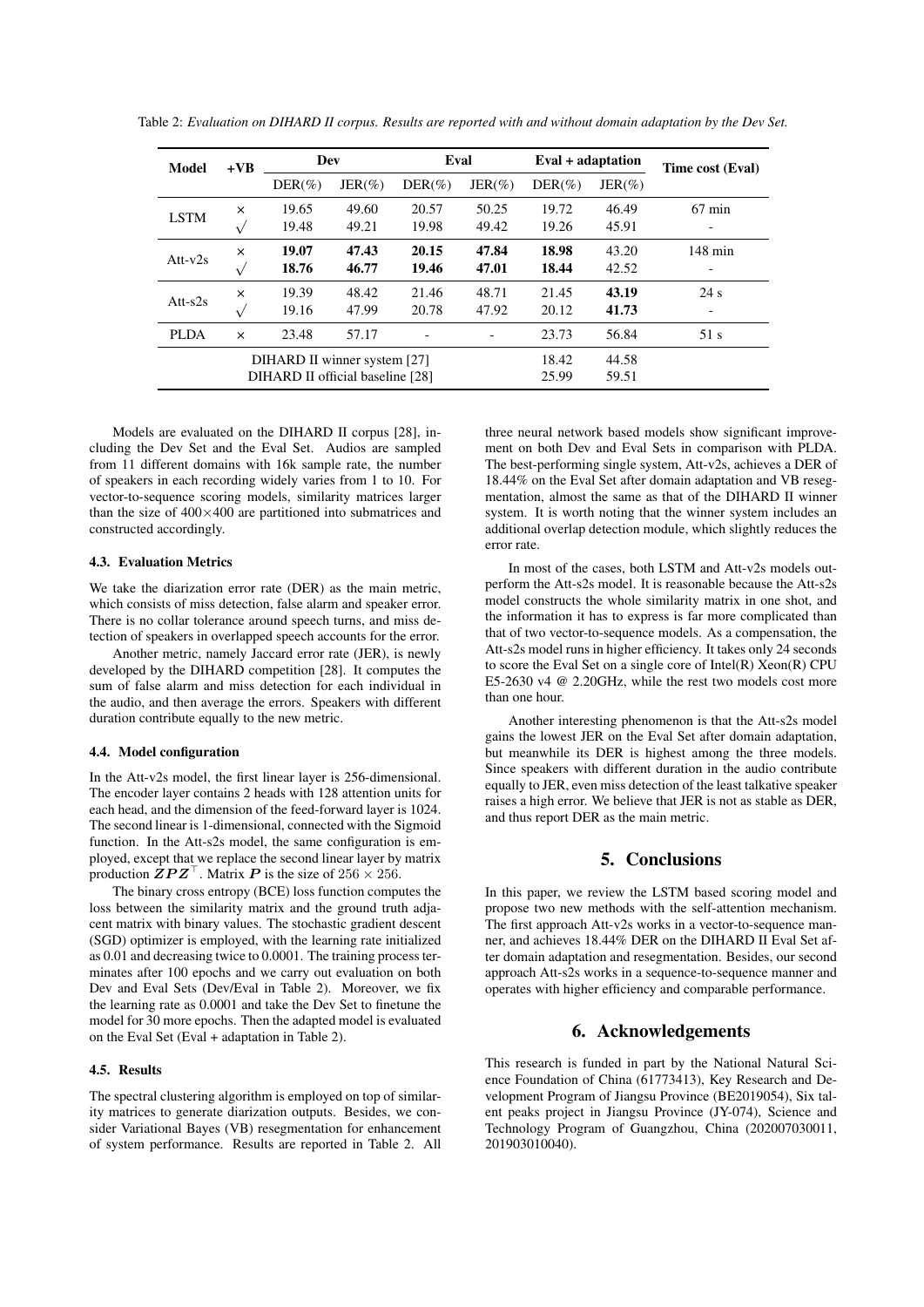Table 2: *Evaluation on DIHARD II corpus. Results are reported with and without domain adaptation by the Dev Set.*

| Model | +VB | Dev | | Eval | | Eval + adaptation | | Time cost (Eval) |
|---|---|---|---|---|---|---|---|---|
| | | DER(%) | JER(%) | DER(%) | JER(%) | DER(%) | JER(%) | |
| LSTM | × | 19.65 | 49.60 | 20.57 | 50.25 | 19.72 | 46.49 | 67 min |
| | √ | 19.48 | 49.21 | 19.98 | 49.42 | 19.26 | 45.91 | - |
| Att-v2s | × | **19.07** | **47.43** | **20.15** | **47.84** | **18.98** | 43.20 | 148 min |
| | √ | **18.76** | **46.77** | **19.46** | **47.01** | **18.44** | 42.52 | - |
| Att-s2s | × | 19.39 | 48.42 | 21.46 | 48.71 | 21.45 | **43.19** | 24 s |
| | √ | 19.16 | 47.99 | 20.78 | 47.92 | 20.12 | **41.73** | - |
| PLDA | × | 23.48 | 57.17 | - | - | 23.73 | 56.84 | 51 s |
| DIHARD II winner system [27] | | | | | | 18.42 | 44.58 | |
| DIHARD II official baseline [28] | | | | | | 25.99 | 59.51 | |

Models are evaluated on the DIHARD II corpus [28], including the Dev Set and the Eval Set. Audios are sampled from 11 different domains with 16k sample rate, the number of speakers in each recording widely varies from 1 to 10. For vector-to-sequence scoring models, similarity matrices larger than the size of $400\times400$ are partitioned into submatrices and constructed accordingly.

### 4.3. Evaluation Metrics

We take the diarization error rate (DER) as the main metric, which consists of miss detection, false alarm and speaker error. There is no collar tolerance around speech turns, and miss detection of speakers in overlapped speech accounts for the error.

Another metric, namely Jaccard error rate (JER), is newly developed by the DIHARD competition [28]. It computes the sum of false alarm and miss detection for each individual in the audio, and then average the errors. Speakers with different duration contribute equally to the new metric.

### 4.4. Model configuration

In the Att-v2s model, the first linear layer is 256-dimensional. The encoder layer contains 2 heads with 128 attention units for each head, and the dimension of the feed-forward layer is 1024. The second linear is 1-dimensional, connected with the Sigmoid function. In the Att-s2s model, the same configuration is employed, except that we replace the second linear layer by matrix production $\boldsymbol{ZPZ}^\top$. Matrix $\boldsymbol{P}$ is the size of $256\times256$.

The binary cross entropy (BCE) loss function computes the loss between the similarity matrix and the ground truth adjacent matrix with binary values. The stochastic gradient descent (SGD) optimizer is employed, with the learning rate initialized as 0.01 and decreasing twice to 0.0001. The training process terminates after 100 epochs and we carry out evaluation on both Dev and Eval Sets (Dev/Eval in Table 2). Moreover, we fix the learning rate as 0.0001 and take the Dev Set to finetune the model for 30 more epochs. Then the adapted model is evaluated on the Eval Set (Eval + adaptation in Table 2).

### 4.5. Results

The spectral clustering algorithm is employed on top of similarity matrices to generate diarization outputs. Besides, we consider Variational Bayes (VB) resegmentation for enhancement of system performance. Results are reported in Table 2. All three neural network based models show significant improvement on both Dev and Eval Sets in comparison with PLDA. The best-performing single system, Att-v2s, achieves a DER of 18.44% on the Eval Set after domain adaptation and VB resegmentation, almost the same as that of the DIHARD II winner system. It is worth noting that the winner system includes an additional overlap detection module, which slightly reduces the error rate.

In most of the cases, both LSTM and Att-v2s models outperform the Att-s2s model. It is reasonable because the Att-s2s model constructs the whole similarity matrix in one shot, and the information it has to express is far more complicated than that of two vector-to-sequence models. As a compensation, the Att-s2s model runs in higher efficiency. It takes only 24 seconds to score the Eval Set on a single core of Intel(R) Xeon(R) CPU E5-2630 v4 @ 2.20GHz, while the rest two models cost more than one hour.

Another interesting phenomenon is that the Att-s2s model gains the lowest JER on the Eval Set after domain adaptation, but meanwhile its DER is highest among the three models. Since speakers with different duration in the audio contribute equally to JER, even miss detection of the least talkative speaker raises a high error. We believe that JER is not as stable as DER, and thus report DER as the main metric.

## 5. Conclusions

In this paper, we review the LSTM based scoring model and propose two new methods with the self-attention mechanism. The first approach Att-v2s works in a vector-to-sequence manner, and achieves 18.44% DER on the DIHARD II Eval Set after domain adaptation and resegmentation. Besides, our second approach Att-s2s works in a sequence-to-sequence manner and operates with higher efficiency and comparable performance.

## 6. Acknowledgements

This research is funded in part by the National Natural Science Foundation of China (61773413), Key Research and Development Program of Jiangsu Province (BE2019054), Six talent peaks project in Jiangsu Province (JY-074), Science and Technology Program of Guangzhou, China (202007030011, 201903010040).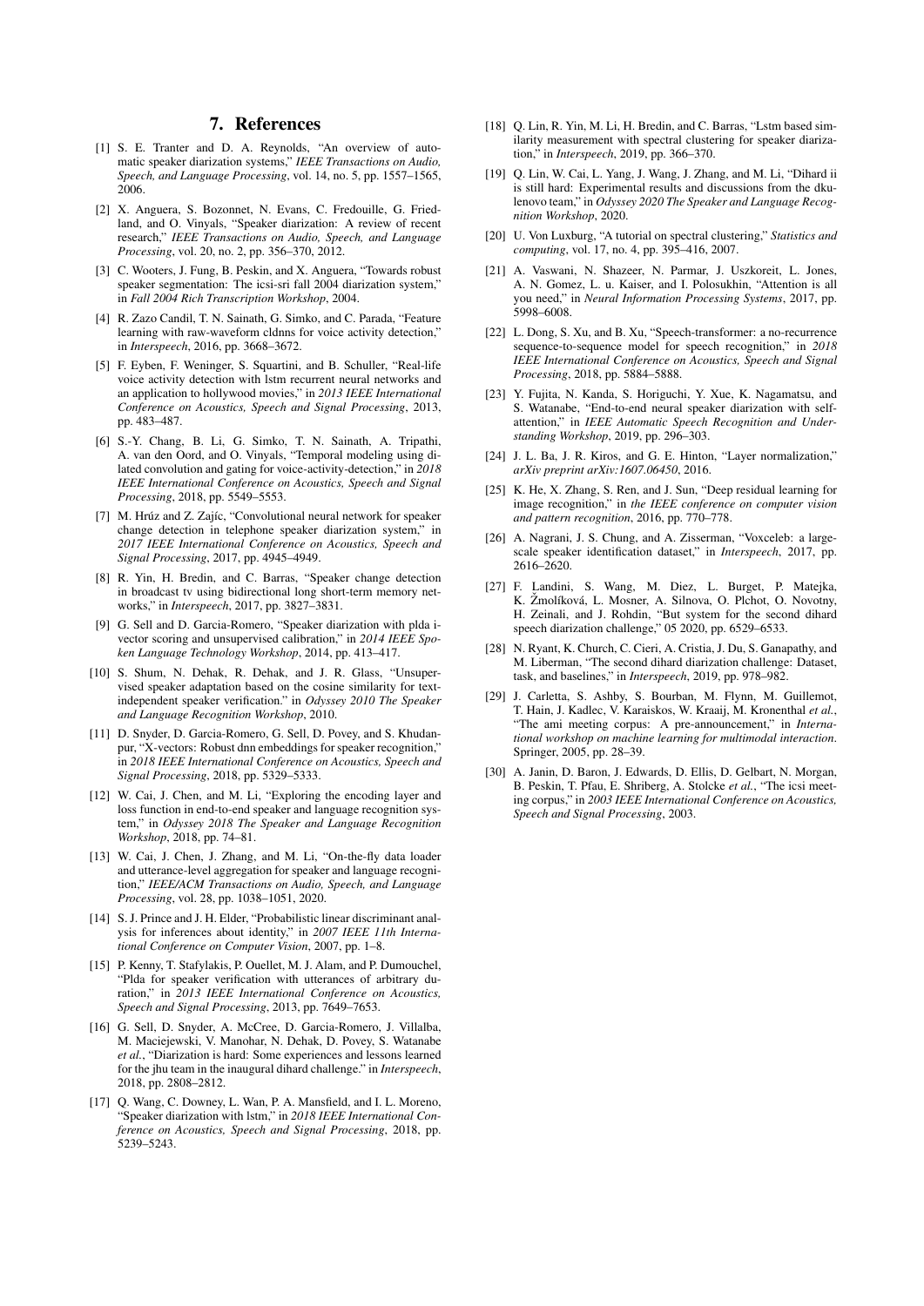## 7. References

[1] S. E. Tranter and D. A. Reynolds, "An overview of automatic speaker diarization systems," *IEEE Transactions on Audio, Speech, and Language Processing*, vol. 14, no. 5, pp. 1557–1565, 2006.

[2] X. Anguera, S. Bozonnet, N. Evans, C. Fredouille, G. Friedland, and O. Vinyals, "Speaker diarization: A review of recent research," *IEEE Transactions on Audio, Speech, and Language Processing*, vol. 20, no. 2, pp. 356–370, 2012.

[3] C. Wooters, J. Fung, B. Peskin, and X. Anguera, "Towards robust speaker segmentation: The icsi-sri fall 2004 diarization system," in *Fall 2004 Rich Transcription Workshop*, 2004.

[4] R. Zazo Candil, T. N. Sainath, G. Simko, and C. Parada, "Feature learning with raw-waveform cldnns for voice activity detection," in *Interspeech*, 2016, pp. 3668–3672.

[5] F. Eyben, F. Weninger, S. Squartini, and B. Schuller, "Real-life voice activity detection with lstm recurrent neural networks and an application to hollywood movies," in *2013 IEEE International Conference on Acoustics, Speech and Signal Processing*, 2013, pp. 483–487.

[6] S.-Y. Chang, B. Li, G. Simko, T. N. Sainath, A. Tripathi, A. van den Oord, and O. Vinyals, "Temporal modeling using dilated convolution and gating for voice-activity-detection," in *2018 IEEE International Conference on Acoustics, Speech and Signal Processing*, 2018, pp. 5549–5553.

[7] M. Hrúz and Z. Zajíc, "Convolutional neural network for speaker change detection in telephone speaker diarization system," in *2017 IEEE International Conference on Acoustics, Speech and Signal Processing*, 2017, pp. 4945–4949.

[8] R. Yin, H. Bredin, and C. Barras, "Speaker change detection in broadcast tv using bidirectional long short-term memory networks," in *Interspeech*, 2017, pp. 3827–3831.

[9] G. Sell and D. Garcia-Romero, "Speaker diarization with plda i-vector scoring and unsupervised calibration," in *2014 IEEE Spoken Language Technology Workshop*, 2014, pp. 413–417.

[10] S. Shum, N. Dehak, R. Dehak, and J. R. Glass, "Unsupervised speaker adaptation based on the cosine similarity for text-independent speaker verification." in *Odyssey 2010 The Speaker and Language Recognition Workshop*, 2010.

[11] D. Snyder, D. Garcia-Romero, G. Sell, D. Povey, and S. Khudanpur, "X-vectors: Robust dnn embeddings for speaker recognition," in *2018 IEEE International Conference on Acoustics, Speech and Signal Processing*, 2018, pp. 5329–5333.

[12] W. Cai, J. Chen, and M. Li, "Exploring the encoding layer and loss function in end-to-end speaker and language recognition system," in *Odyssey 2018 The Speaker and Language Recognition Workshop*, 2018, pp. 74–81.

[13] W. Cai, J. Chen, J. Zhang, and M. Li, "On-the-fly data loader and utterance-level aggregation for speaker and language recognition," *IEEE/ACM Transactions on Audio, Speech, and Language Processing*, vol. 28, pp. 1038–1051, 2020.

[14] S. J. Prince and J. H. Elder, "Probabilistic linear discriminant analysis for inferences about identity," in *2007 IEEE 11th International Conference on Computer Vision*, 2007, pp. 1–8.

[15] P. Kenny, T. Stafylakis, P. Ouellet, M. J. Alam, and P. Dumouchel, "Plda for speaker verification with utterances of arbitrary duration," in *2013 IEEE International Conference on Acoustics, Speech and Signal Processing*, 2013, pp. 7649–7653.

[16] G. Sell, D. Snyder, A. McCree, D. Garcia-Romero, J. Villalba, M. Maciejewski, V. Manohar, N. Dehak, D. Povey, S. Watanabe *et al.*, "Diarization is hard: Some experiences and lessons learned for the jhu team in the inaugural dihard challenge." in *Interspeech*, 2018, pp. 2808–2812.

[17] Q. Wang, C. Downey, L. Wan, P. A. Mansfield, and I. L. Moreno, "Speaker diarization with lstm," in *2018 IEEE International Conference on Acoustics, Speech and Signal Processing*, 2018, pp. 5239–5243.

[18] Q. Lin, R. Yin, M. Li, H. Bredin, and C. Barras, "Lstm based similarity measurement with spectral clustering for speaker diarization," in *Interspeech*, 2019, pp. 366–370.

[19] Q. Lin, W. Cai, L. Yang, J. Wang, J. Zhang, and M. Li, "Dihard ii is still hard: Experimental results and discussions from the dku-lenovo team," in *Odyssey 2020 The Speaker and Language Recognition Workshop*, 2020.

[20] U. Von Luxburg, "A tutorial on spectral clustering," *Statistics and computing*, vol. 17, no. 4, pp. 395–416, 2007.

[21] A. Vaswani, N. Shazeer, N. Parmar, J. Uszkoreit, L. Jones, A. N. Gomez, L. u. Kaiser, and I. Polosukhin, "Attention is all you need," in *Neural Information Processing Systems*, 2017, pp. 5998–6008.

[22] L. Dong, S. Xu, and B. Xu, "Speech-transformer: a no-recurrence sequence-to-sequence model for speech recognition," in *2018 IEEE International Conference on Acoustics, Speech and Signal Processing*, 2018, pp. 5884–5888.

[23] Y. Fujita, N. Kanda, S. Horiguchi, Y. Xue, K. Nagamatsu, and S. Watanabe, "End-to-end neural speaker diarization with self-attention," in *IEEE Automatic Speech Recognition and Understanding Workshop*, 2019, pp. 296–303.

[24] J. L. Ba, J. R. Kiros, and G. E. Hinton, "Layer normalization," *arXiv preprint arXiv:1607.06450*, 2016.

[25] K. He, X. Zhang, S. Ren, and J. Sun, "Deep residual learning for image recognition," in *the IEEE conference on computer vision and pattern recognition*, 2016, pp. 770–778.

[26] A. Nagrani, J. S. Chung, and A. Zisserman, "Voxceleb: a large-scale speaker identification dataset," in *Interspeech*, 2017, pp. 2616–2620.

[27] F. Landini, S. Wang, M. Diez, L. Burget, P. Matejka, K. Žmolíková, L. Mosner, A. Silnova, O. Plchot, O. Novotny, H. Zeinali, and J. Rohdin, "But system for the second dihard speech diarization challenge," 05 2020, pp. 6529–6533.

[28] N. Ryant, K. Church, C. Cieri, A. Cristia, J. Du, S. Ganapathy, and M. Liberman, "The second dihard diarization challenge: Dataset, task, and baselines," in *Interspeech*, 2019, pp. 978–982.

[29] J. Carletta, S. Ashby, S. Bourban, M. Flynn, M. Guillemot, T. Hain, J. Kadlec, V. Karaiskos, W. Kraaij, M. Kronenthal *et al.*, "The ami meeting corpus: A pre-announcement," in *International workshop on machine learning for multimodal interaction*. Springer, 2005, pp. 28–39.

[30] A. Janin, D. Baron, J. Edwards, D. Ellis, D. Gelbart, N. Morgan, B. Peskin, T. Pfau, E. Shriberg, A. Stolcke *et al.*, "The icsi meeting corpus," in *2003 IEEE International Conference on Acoustics, Speech and Signal Processing*, 2003.